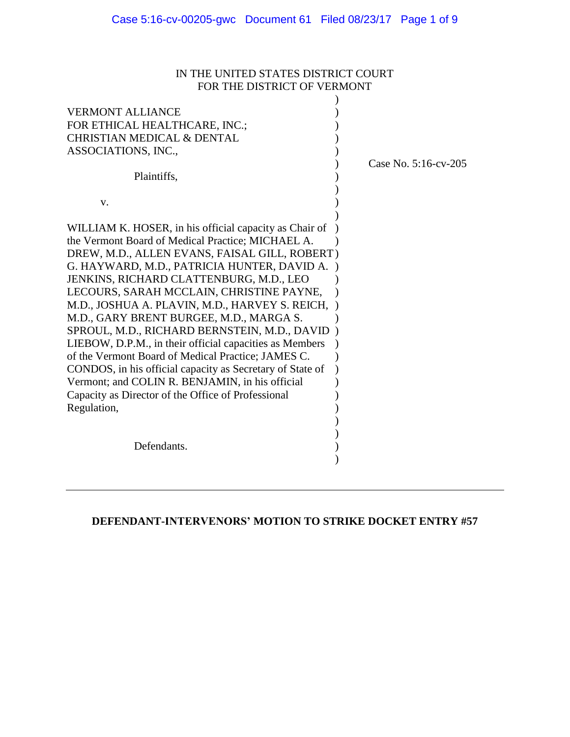IN THE UNITED STATES DISTRICT COURT
FOR THE DISTRICT OF VERMONT

VERMONT ALLIANCE FOR ETHICAL HEALTHCARE, INC.; CHRISTIAN MEDICAL & DENTAL ASSOCIATIONS, INC.,

Plaintiffs,

v.

WILLIAM K. HOSER, in his official capacity as Chair of the Vermont Board of Medical Practice; MICHAEL A. DREW, M.D., ALLEN EVANS, FAISAL GILL, ROBERT G. HAYWARD, M.D., PATRICIA HUNTER, DAVID A. JENKINS, RICHARD CLATTENBURG, M.D., LEO LECOURS, SARAH MCCLAIN, CHRISTINE PAYNE, M.D., JOSHUA A. PLAVIN, M.D., HARVEY S. REICH, M.D., GARY BRENT BURGEE, M.D., MARGA S. SPROUL, M.D., RICHARD BERNSTEIN, M.D., DAVID LIEBOW, D.P.M., in their official capacities as Members of the Vermont Board of Medical Practice; JAMES C. CONDOS, in his official capacity as Secretary of State of Vermont; and COLIN R. BENJAMIN, in his official Capacity as Director of the Office of Professional Regulation,

Defendants.

Case No. 5:16-cv-205

---

**DEFENDANT-INTERVENORS' MOTION TO STRIKE DOCKET ENTRY #57**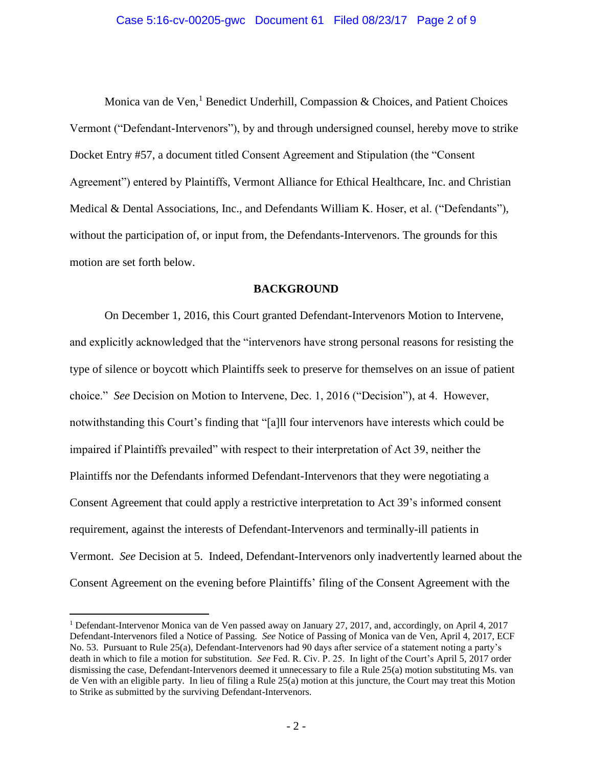Monica van de Ven,[1] Benedict Underhill, Compassion & Choices, and Patient Choices Vermont ("Defendant-Intervenors"), by and through undersigned counsel, hereby move to strike Docket Entry #57, a document titled Consent Agreement and Stipulation (the "Consent Agreement") entered by Plaintiffs, Vermont Alliance for Ethical Healthcare, Inc. and Christian Medical & Dental Associations, Inc., and Defendants William K. Hoser, et al. ("Defendants"), without the participation of, or input from, the Defendants-Intervenors. The grounds for this motion are set forth below.

## BACKGROUND

On December 1, 2016, this Court granted Defendant-Intervenors Motion to Intervene, and explicitly acknowledged that the "intervenors have strong personal reasons for resisting the type of silence or boycott which Plaintiffs seek to preserve for themselves on an issue of patient choice." *See* Decision on Motion to Intervene, Dec. 1, 2016 ("Decision"), at 4. However, notwithstanding this Court's finding that "[a]ll four intervenors have interests which could be impaired if Plaintiffs prevailed" with respect to their interpretation of Act 39, neither the Plaintiffs nor the Defendants informed Defendant-Intervenors that they were negotiating a Consent Agreement that could apply a restrictive interpretation to Act 39's informed consent requirement, against the interests of Defendant-Intervenors and terminally-ill patients in Vermont. *See* Decision at 5. Indeed, Defendant-Intervenors only inadvertently learned about the Consent Agreement on the evening before Plaintiffs' filing of the Consent Agreement with the

---

[1] Defendant-Intervenor Monica van de Ven passed away on January 27, 2017, and, accordingly, on April 4, 2017 Defendant-Intervenors filed a Notice of Passing. *See* Notice of Passing of Monica van de Ven, April 4, 2017, ECF No. 53. Pursuant to Rule 25(a), Defendant-Intervenors had 90 days after service of a statement noting a party's death in which to file a motion for substitution. *See* Fed. R. Civ. P. 25. In light of the Court's April 5, 2017 order dismissing the case, Defendant-Intervenors deemed it unnecessary to file a Rule 25(a) motion substituting Ms. van de Ven with an eligible party. In lieu of filing a Rule 25(a) motion at this juncture, the Court may treat this Motion to Strike as submitted by the surviving Defendant-Intervenors.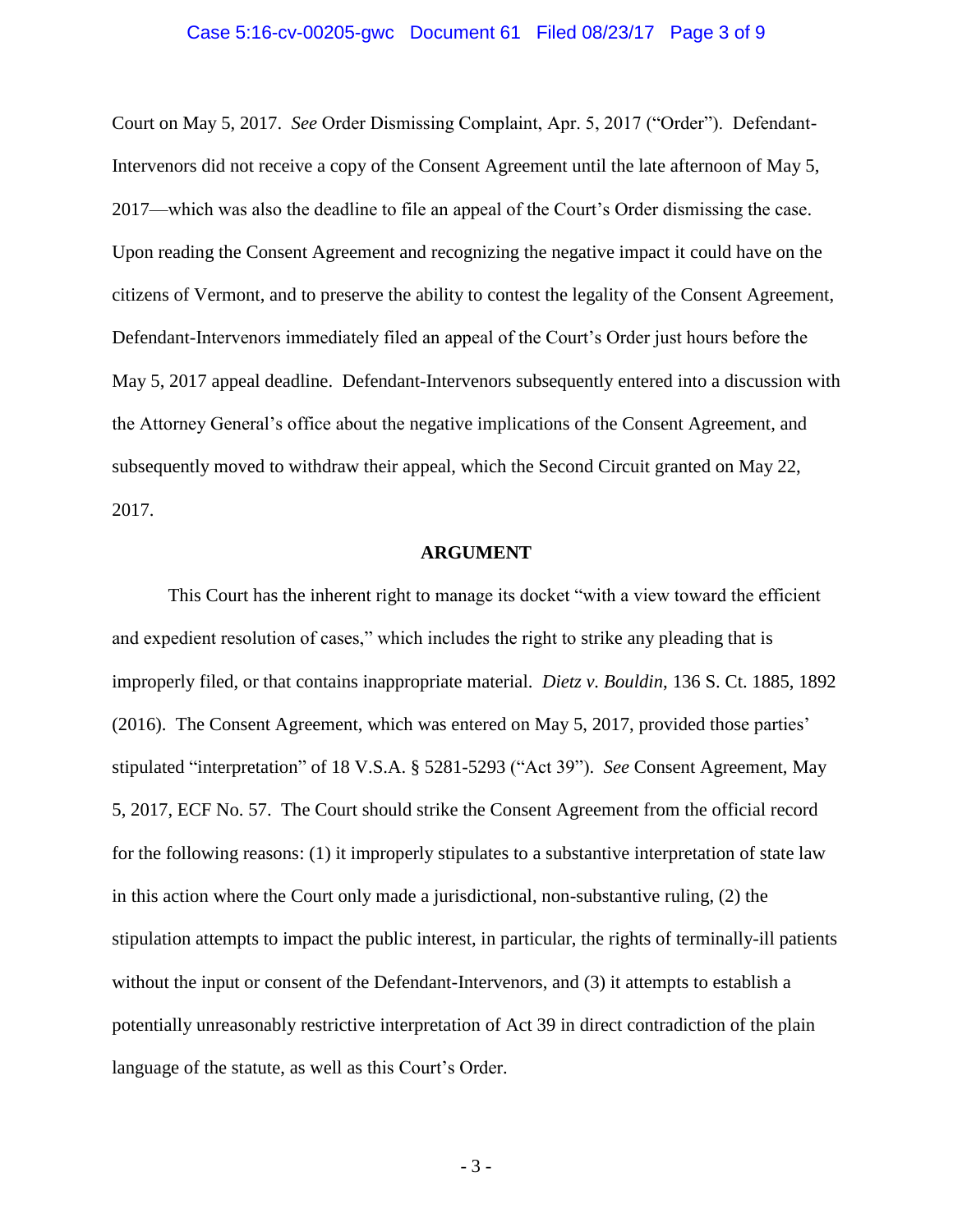Court on May 5, 2017. *See* Order Dismissing Complaint, Apr. 5, 2017 ("Order"). Defendant-Intervenors did not receive a copy of the Consent Agreement until the late afternoon of May 5, 2017—which was also the deadline to file an appeal of the Court's Order dismissing the case. Upon reading the Consent Agreement and recognizing the negative impact it could have on the citizens of Vermont, and to preserve the ability to contest the legality of the Consent Agreement, Defendant-Intervenors immediately filed an appeal of the Court's Order just hours before the May 5, 2017 appeal deadline. Defendant-Intervenors subsequently entered into a discussion with the Attorney General's office about the negative implications of the Consent Agreement, and subsequently moved to withdraw their appeal, which the Second Circuit granted on May 22, 2017.

## ARGUMENT

This Court has the inherent right to manage its docket "with a view toward the efficient and expedient resolution of cases," which includes the right to strike any pleading that is improperly filed, or that contains inappropriate material. *Dietz v. Bouldin*, 136 S. Ct. 1885, 1892 (2016). The Consent Agreement, which was entered on May 5, 2017, provided those parties' stipulated "interpretation" of 18 V.S.A. § 5281-5293 ("Act 39"). *See* Consent Agreement, May 5, 2017, ECF No. 57. The Court should strike the Consent Agreement from the official record for the following reasons: (1) it improperly stipulates to a substantive interpretation of state law in this action where the Court only made a jurisdictional, non-substantive ruling, (2) the stipulation attempts to impact the public interest, in particular, the rights of terminally-ill patients without the input or consent of the Defendant-Intervenors, and (3) it attempts to establish a potentially unreasonably restrictive interpretation of Act 39 in direct contradiction of the plain language of the statute, as well as this Court's Order.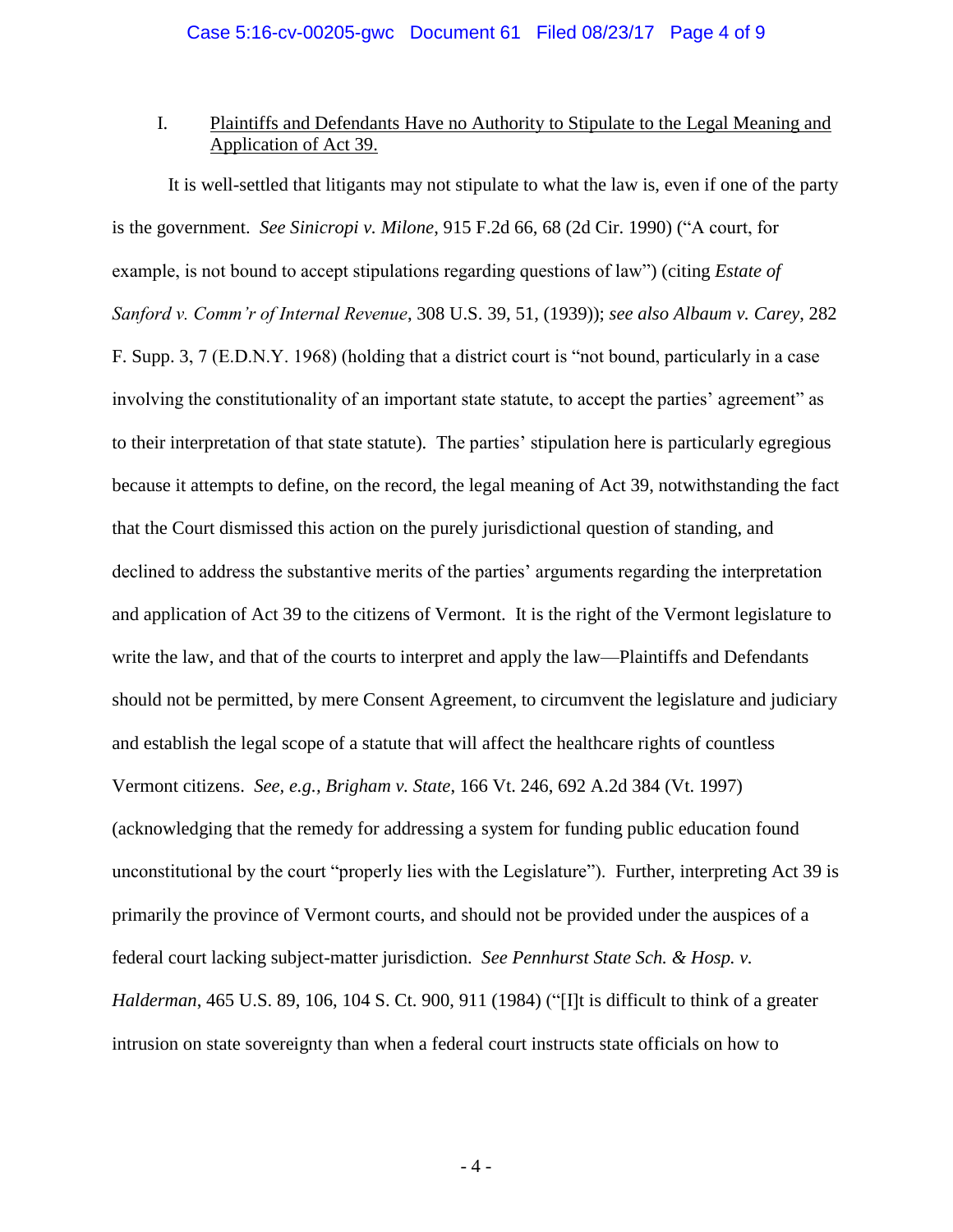I. <u>Plaintiffs and Defendants Have no Authority to Stipulate to the Legal Meaning and Application of Act 39.</u>

It is well-settled that litigants may not stipulate to what the law is, even if one of the party is the government. *See Sinicropi v. Milone*, 915 F.2d 66, 68 (2d Cir. 1990) ("A court, for example, is not bound to accept stipulations regarding questions of law") (citing *Estate of Sanford v. Comm'r of Internal Revenue*, 308 U.S. 39, 51, (1939)); *see also Albaum v. Carey*, 282 F. Supp. 3, 7 (E.D.N.Y. 1968) (holding that a district court is "not bound, particularly in a case involving the constitutionality of an important state statute, to accept the parties' agreement" as to their interpretation of that state statute). The parties' stipulation here is particularly egregious because it attempts to define, on the record, the legal meaning of Act 39, notwithstanding the fact that the Court dismissed this action on the purely jurisdictional question of standing, and declined to address the substantive merits of the parties' arguments regarding the interpretation and application of Act 39 to the citizens of Vermont. It is the right of the Vermont legislature to write the law, and that of the courts to interpret and apply the law—Plaintiffs and Defendants should not be permitted, by mere Consent Agreement, to circumvent the legislature and judiciary and establish the legal scope of a statute that will affect the healthcare rights of countless Vermont citizens. *See, e.g.*, *Brigham v. State*, 166 Vt. 246, 692 A.2d 384 (Vt. 1997) (acknowledging that the remedy for addressing a system for funding public education found unconstitutional by the court "properly lies with the Legislature"). Further, interpreting Act 39 is primarily the province of Vermont courts, and should not be provided under the auspices of a federal court lacking subject-matter jurisdiction. *See Pennhurst State Sch. & Hosp. v. Halderman*, 465 U.S. 89, 106, 104 S. Ct. 900, 911 (1984) ("[I]t is difficult to think of a greater intrusion on state sovereignty than when a federal court instructs state officials on how to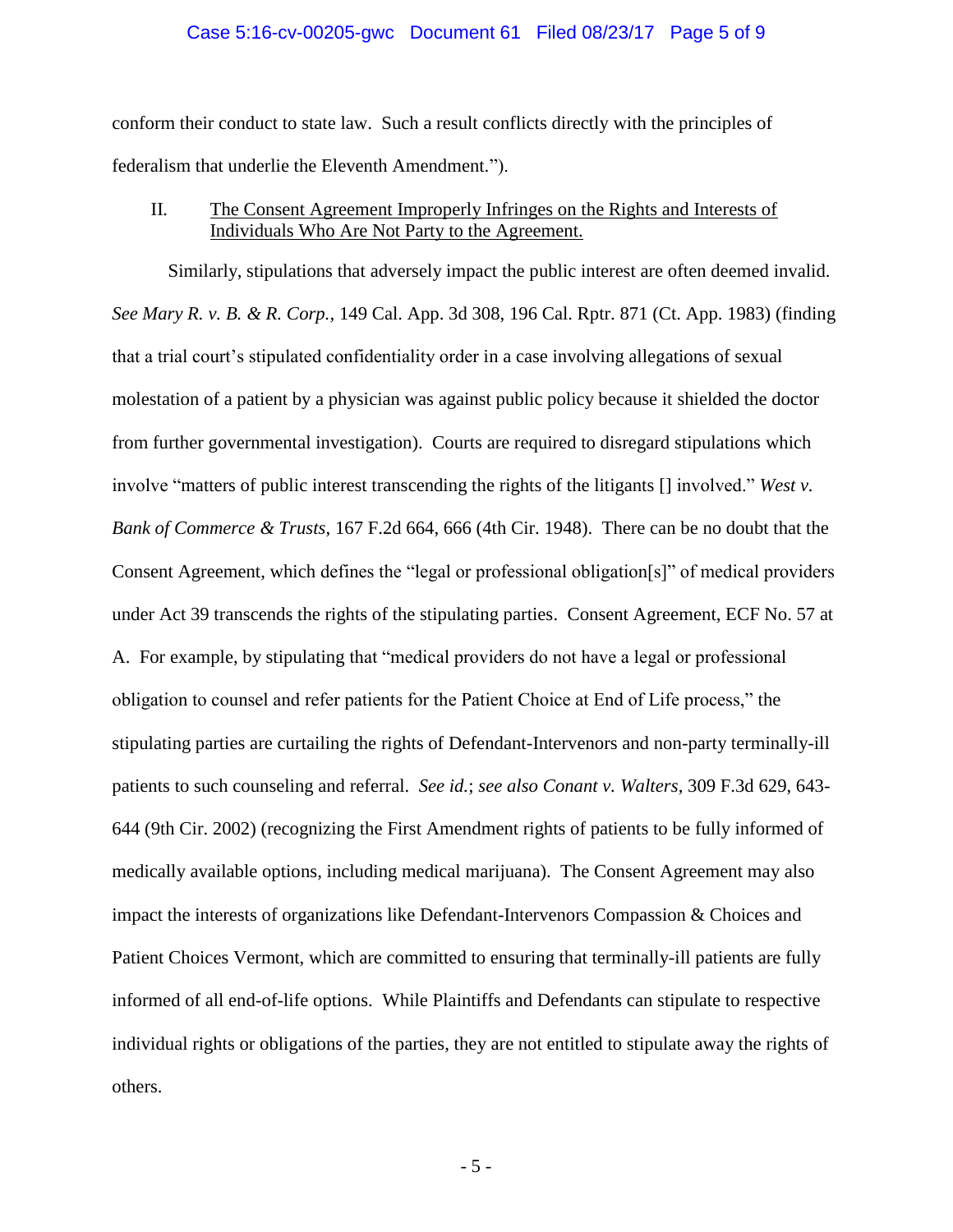conform their conduct to state law. Such a result conflicts directly with the principles of federalism that underlie the Eleventh Amendment.").

## II. <u>The Consent Agreement Improperly Infringes on the Rights and Interests of Individuals Who Are Not Party to the Agreement.</u>

Similarly, stipulations that adversely impact the public interest are often deemed invalid. *See Mary R. v. B. & R. Corp.*, 149 Cal. App. 3d 308, 196 Cal. Rptr. 871 (Ct. App. 1983) (finding that a trial court's stipulated confidentiality order in a case involving allegations of sexual molestation of a patient by a physician was against public policy because it shielded the doctor from further governmental investigation). Courts are required to disregard stipulations which involve "matters of public interest transcending the rights of the litigants [] involved." *West v. Bank of Commerce & Trusts*, 167 F.2d 664, 666 (4th Cir. 1948). There can be no doubt that the Consent Agreement, which defines the "legal or professional obligation[s]" of medical providers under Act 39 transcends the rights of the stipulating parties. Consent Agreement, ECF No. 57 at A. For example, by stipulating that "medical providers do not have a legal or professional obligation to counsel and refer patients for the Patient Choice at End of Life process," the stipulating parties are curtailing the rights of Defendant-Intervenors and non-party terminally-ill patients to such counseling and referral. *See id.*; *see also Conant v. Walters*, 309 F.3d 629, 643-644 (9th Cir. 2002) (recognizing the First Amendment rights of patients to be fully informed of medically available options, including medical marijuana). The Consent Agreement may also impact the interests of organizations like Defendant-Intervenors Compassion & Choices and Patient Choices Vermont, which are committed to ensuring that terminally-ill patients are fully informed of all end-of-life options. While Plaintiffs and Defendants can stipulate to respective individual rights or obligations of the parties, they are not entitled to stipulate away the rights of others.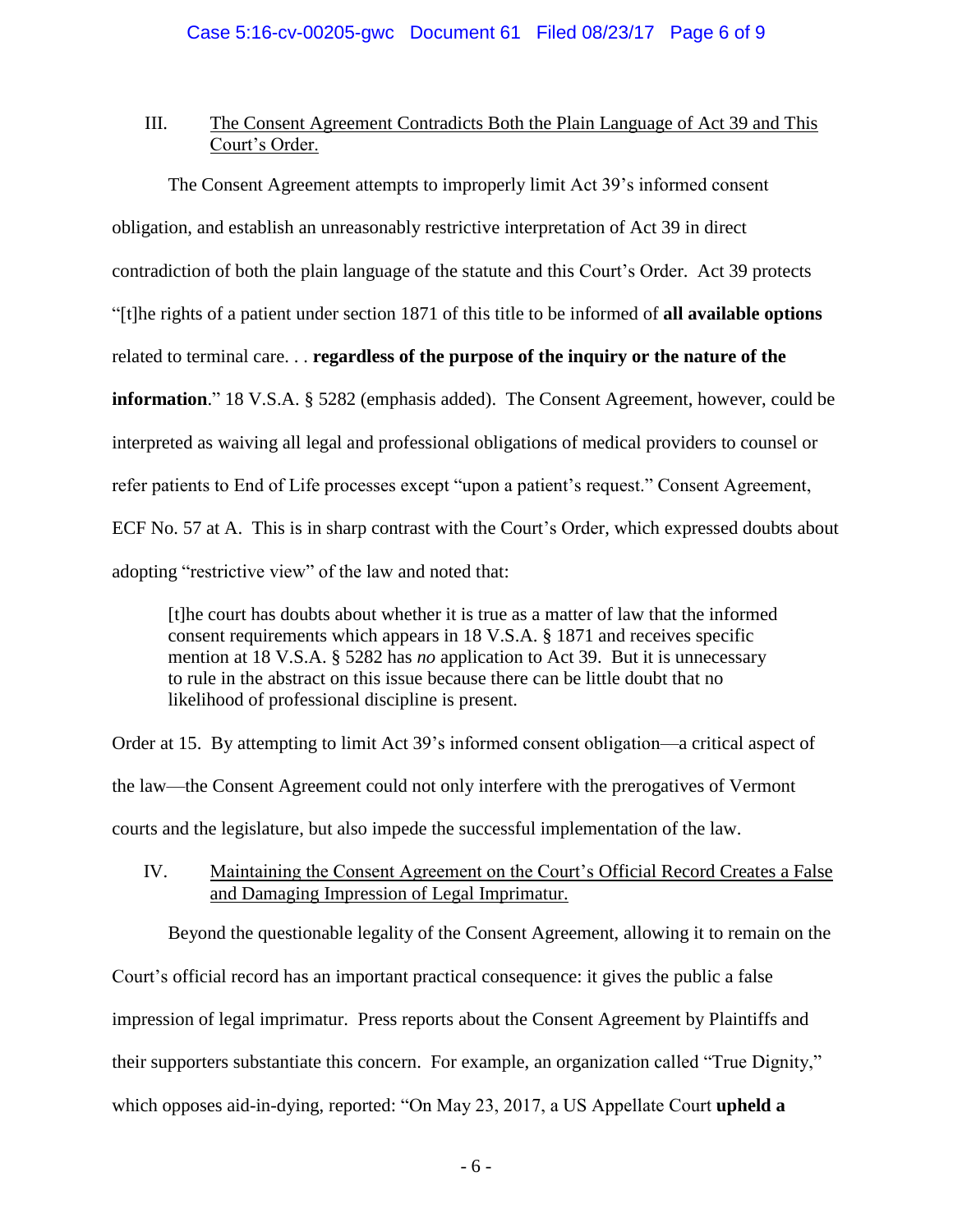## III. The Consent Agreement Contradicts Both the Plain Language of Act 39 and This Court's Order.

The Consent Agreement attempts to improperly limit Act 39's informed consent obligation, and establish an unreasonably restrictive interpretation of Act 39 in direct contradiction of both the plain language of the statute and this Court's Order. Act 39 protects "[t]he rights of a patient under section 1871 of this title to be informed of **all available options** related to terminal care. . . **regardless of the purpose of the inquiry or the nature of the information**." 18 V.S.A. § 5282 (emphasis added). The Consent Agreement, however, could be interpreted as waiving all legal and professional obligations of medical providers to counsel or refer patients to End of Life processes except "upon a patient's request." Consent Agreement, ECF No. 57 at A. This is in sharp contrast with the Court's Order, which expressed doubts about adopting "restrictive view" of the law and noted that:

> [t]he court has doubts about whether it is true as a matter of law that the informed consent requirements which appears in 18 V.S.A. § 1871 and receives specific mention at 18 V.S.A. § 5282 has *no* application to Act 39. But it is unnecessary to rule in the abstract on this issue because there can be little doubt that no likelihood of professional discipline is present.

Order at 15. By attempting to limit Act 39's informed consent obligation—a critical aspect of the law—the Consent Agreement could not only interfere with the prerogatives of Vermont courts and the legislature, but also impede the successful implementation of the law.

## IV. Maintaining the Consent Agreement on the Court's Official Record Creates a False and Damaging Impression of Legal Imprimatur.

Beyond the questionable legality of the Consent Agreement, allowing it to remain on the Court's official record has an important practical consequence: it gives the public a false impression of legal imprimatur. Press reports about the Consent Agreement by Plaintiffs and their supporters substantiate this concern. For example, an organization called "True Dignity," which opposes aid-in-dying, reported: "On May 23, 2017, a US Appellate Court **upheld a**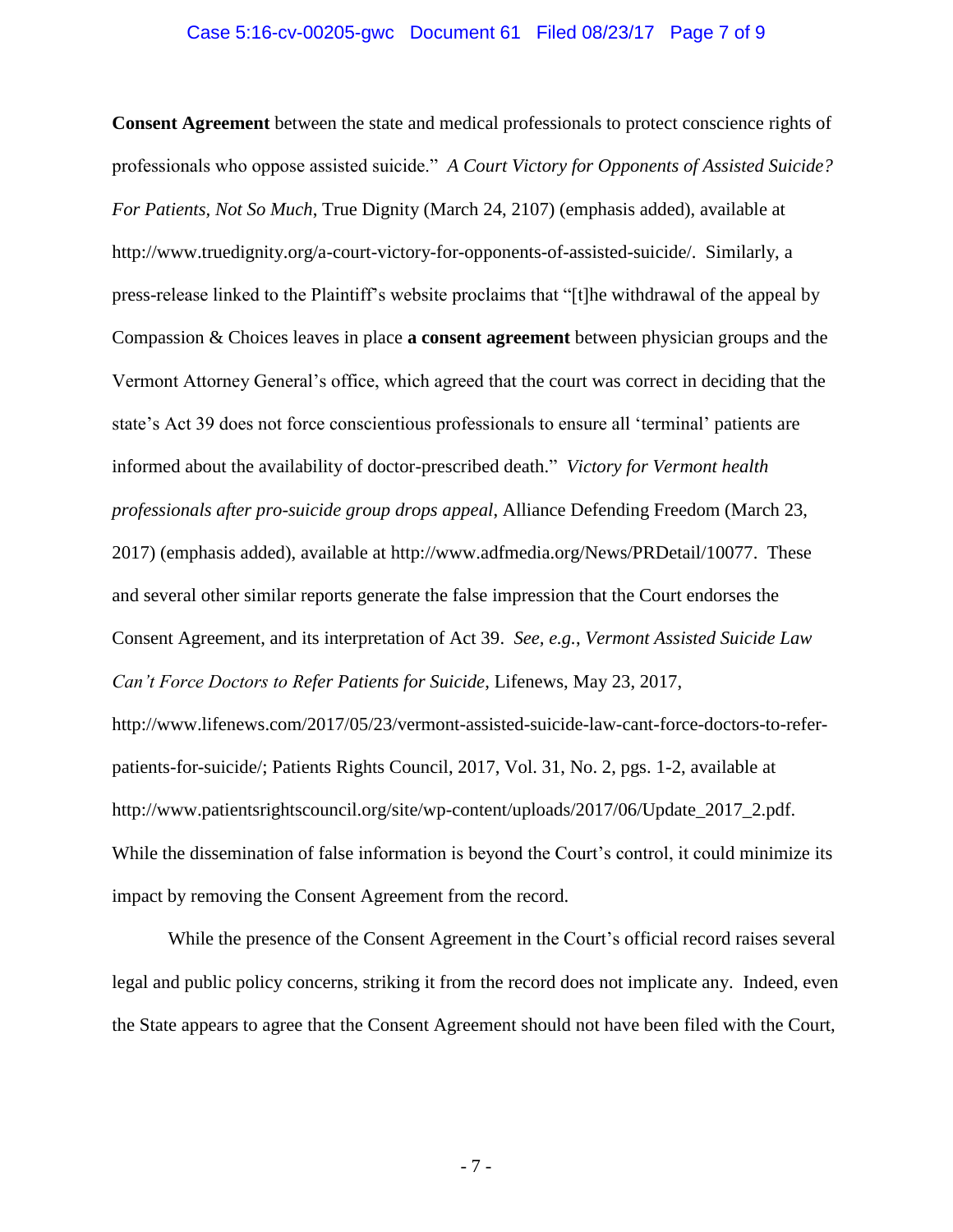**Consent Agreement** between the state and medical professionals to protect conscience rights of professionals who oppose assisted suicide." *A Court Victory for Opponents of Assisted Suicide? For Patients, Not So Much*, True Dignity (March 24, 2107) (emphasis added), available at http://www.truedignity.org/a-court-victory-for-opponents-of-assisted-suicide/. Similarly, a press-release linked to the Plaintiff's website proclaims that "[t]he withdrawal of the appeal by Compassion & Choices leaves in place **a consent agreement** between physician groups and the Vermont Attorney General's office, which agreed that the court was correct in deciding that the state's Act 39 does not force conscientious professionals to ensure all 'terminal' patients are informed about the availability of doctor-prescribed death." *Victory for Vermont health professionals after pro-suicide group drops appeal*, Alliance Defending Freedom (March 23, 2017) (emphasis added), available at http://www.adfmedia.org/News/PRDetail/10077. These and several other similar reports generate the false impression that the Court endorses the Consent Agreement, and its interpretation of Act 39. *See, e.g.*, *Vermont Assisted Suicide Law Can't Force Doctors to Refer Patients for Suicide*, Lifenews, May 23, 2017, http://www.lifenews.com/2017/05/23/vermont-assisted-suicide-law-cant-force-doctors-to-refer-patients-for-suicide/; Patients Rights Council, 2017, Vol. 31, No. 2, pgs. 1-2, available at http://www.patientsrightscouncil.org/site/wp-content/uploads/2017/06/Update_2017_2.pdf. While the dissemination of false information is beyond the Court's control, it could minimize its impact by removing the Consent Agreement from the record.

While the presence of the Consent Agreement in the Court's official record raises several legal and public policy concerns, striking it from the record does not implicate any. Indeed, even the State appears to agree that the Consent Agreement should not have been filed with the Court,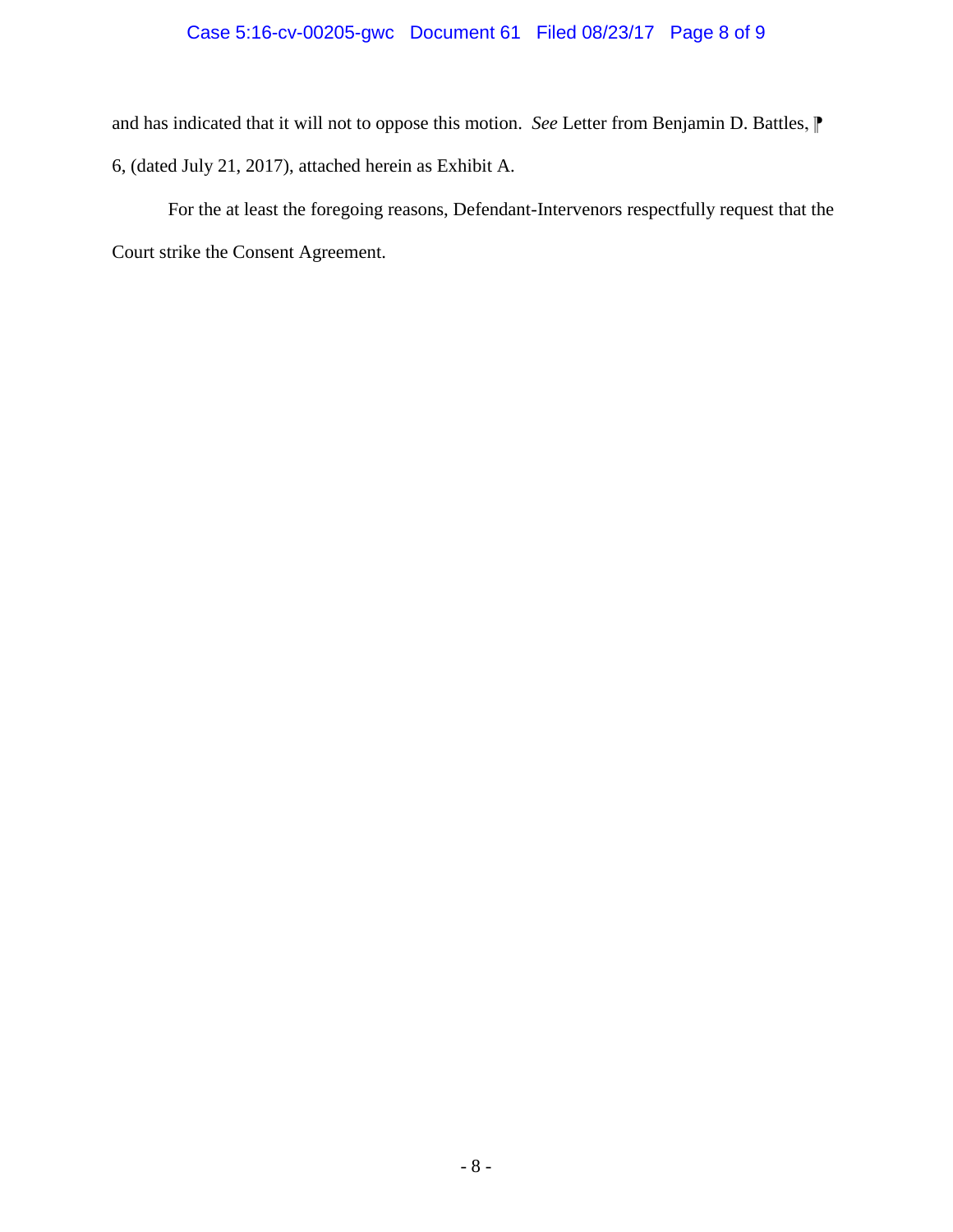and has indicated that it will not to oppose this motion. *See* Letter from Benjamin D. Battles, ¶ 6, (dated July 21, 2017), attached herein as Exhibit A.

For the at least the foregoing reasons, Defendant-Intervenors respectfully request that the Court strike the Consent Agreement.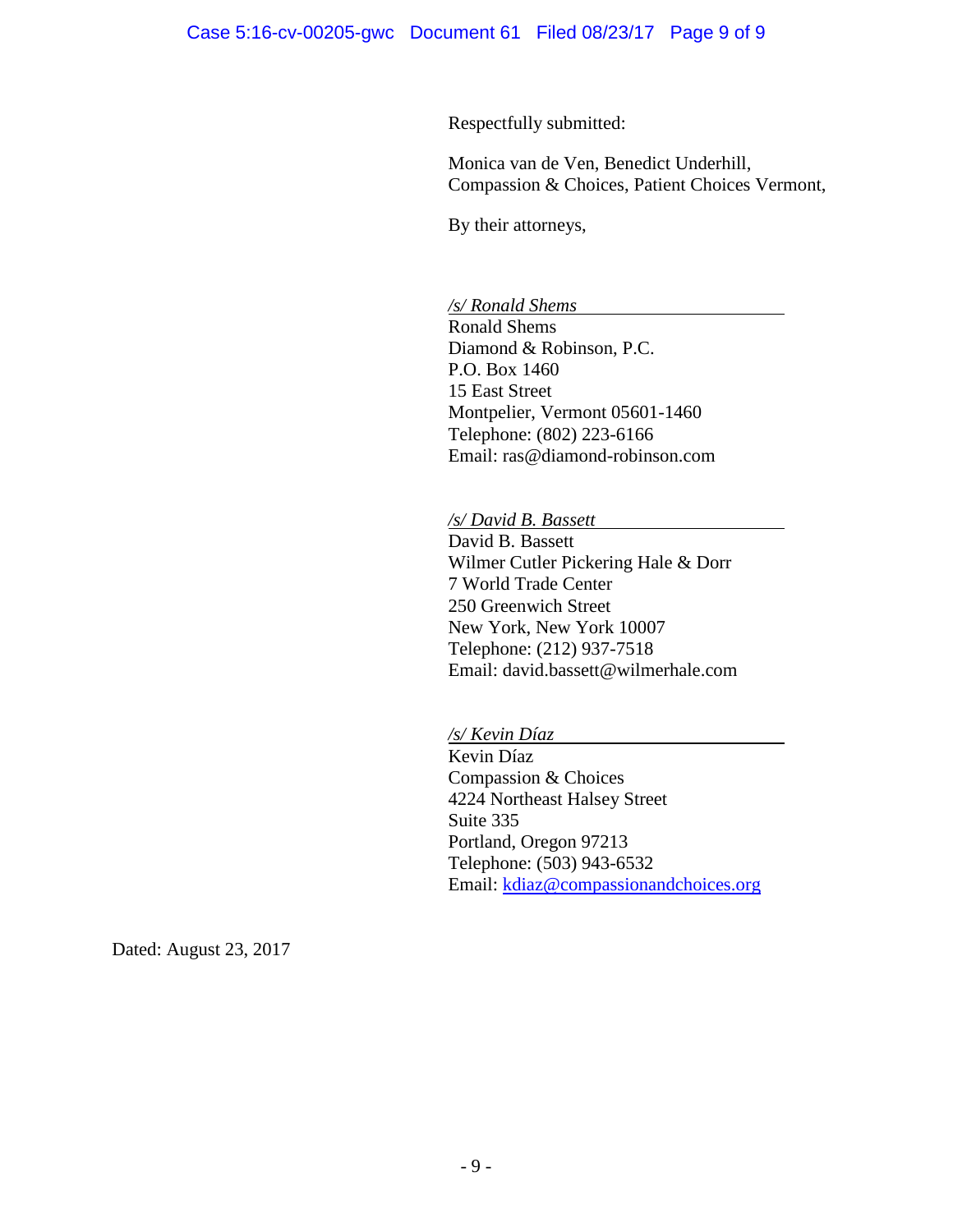Respectfully submitted:

Monica van de Ven, Benedict Underhill,
Compassion & Choices, Patient Choices Vermont,

By their attorneys,

*/s/ Ronald Shems*
Ronald Shems
Diamond & Robinson, P.C.
P.O. Box 1460
15 East Street
Montpelier, Vermont 05601-1460
Telephone: (802) 223-6166
Email: ras@diamond-robinson.com

*/s/ David B. Bassett*
David B. Bassett
Wilmer Cutler Pickering Hale & Dorr
7 World Trade Center
250 Greenwich Street
New York, New York 10007
Telephone: (212) 937-7518
Email: david.bassett@wilmerhale.com

*/s/ Kevin Díaz*
Kevin Díaz
Compassion & Choices
4224 Northeast Halsey Street
Suite 335
Portland, Oregon 97213
Telephone: (503) 943-6532
Email: kdiaz@compassionandchoices.org

Dated: August 23, 2017